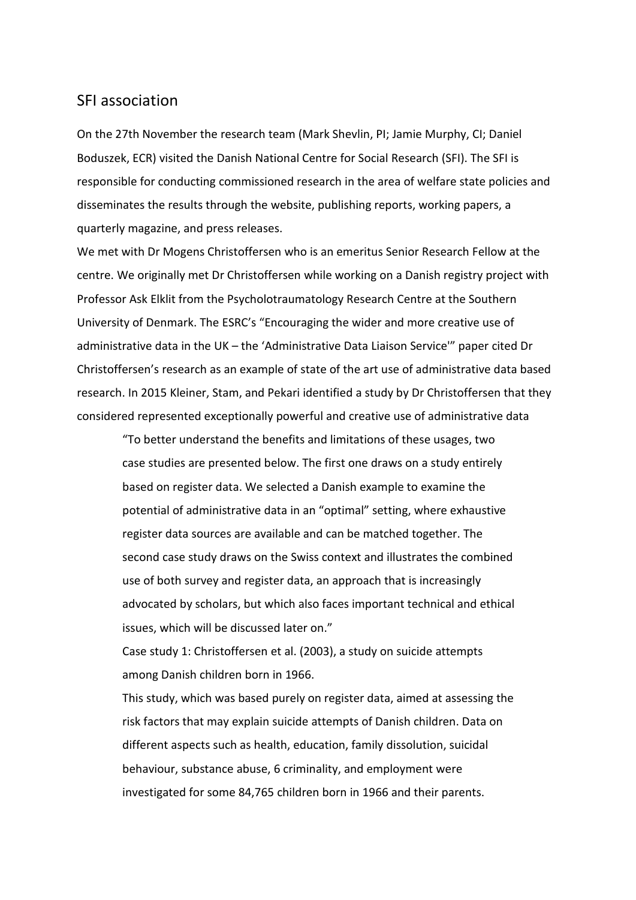## SFI association

On the 27th November the research team (Mark Shevlin, PI; Jamie Murphy, CI; Daniel Boduszek, ECR) visited the Danish National Centre for Social Research (SFI). The SFI is responsible for conducting commissioned research in the area of welfare state policies and disseminates the results through the website, publishing reports, working papers, a quarterly magazine, and press releases.

We met with Dr Mogens Christoffersen who is an emeritus Senior Research Fellow at the centre. We originally met Dr Christoffersen while working on a Danish registry project with Professor Ask Elklit from the Psycholotraumatology Research Centre at the Southern University of Denmark. The ESRC's "Encouraging the wider and more creative use of administrative data in the UK – the 'Administrative Data Liaison Service'" paper cited Dr Christoffersen's research as an example of state of the art use of administrative data based research. In 2015 Kleiner, Stam, and Pekari identified a study by Dr Christoffersen that they considered represented exceptionally powerful and creative use of administrative data

> "To better understand the benefits and limitations of these usages, two case studies are presented below. The first one draws on a study entirely based on register data. We selected a Danish example to examine the potential of administrative data in an "optimal" setting, where exhaustive register data sources are available and can be matched together. The second case study draws on the Swiss context and illustrates the combined use of both survey and register data, an approach that is increasingly advocated by scholars, but which also faces important technical and ethical issues, which will be discussed later on."
>
> Case study 1: Christoffersen et al. (2003), a study on suicide attempts among Danish children born in 1966.
>
> This study, which was based purely on register data, aimed at assessing the risk factors that may explain suicide attempts of Danish children. Data on different aspects such as health, education, family dissolution, suicidal behaviour, substance abuse, 6 criminality, and employment were investigated for some 84,765 children born in 1966 and their parents.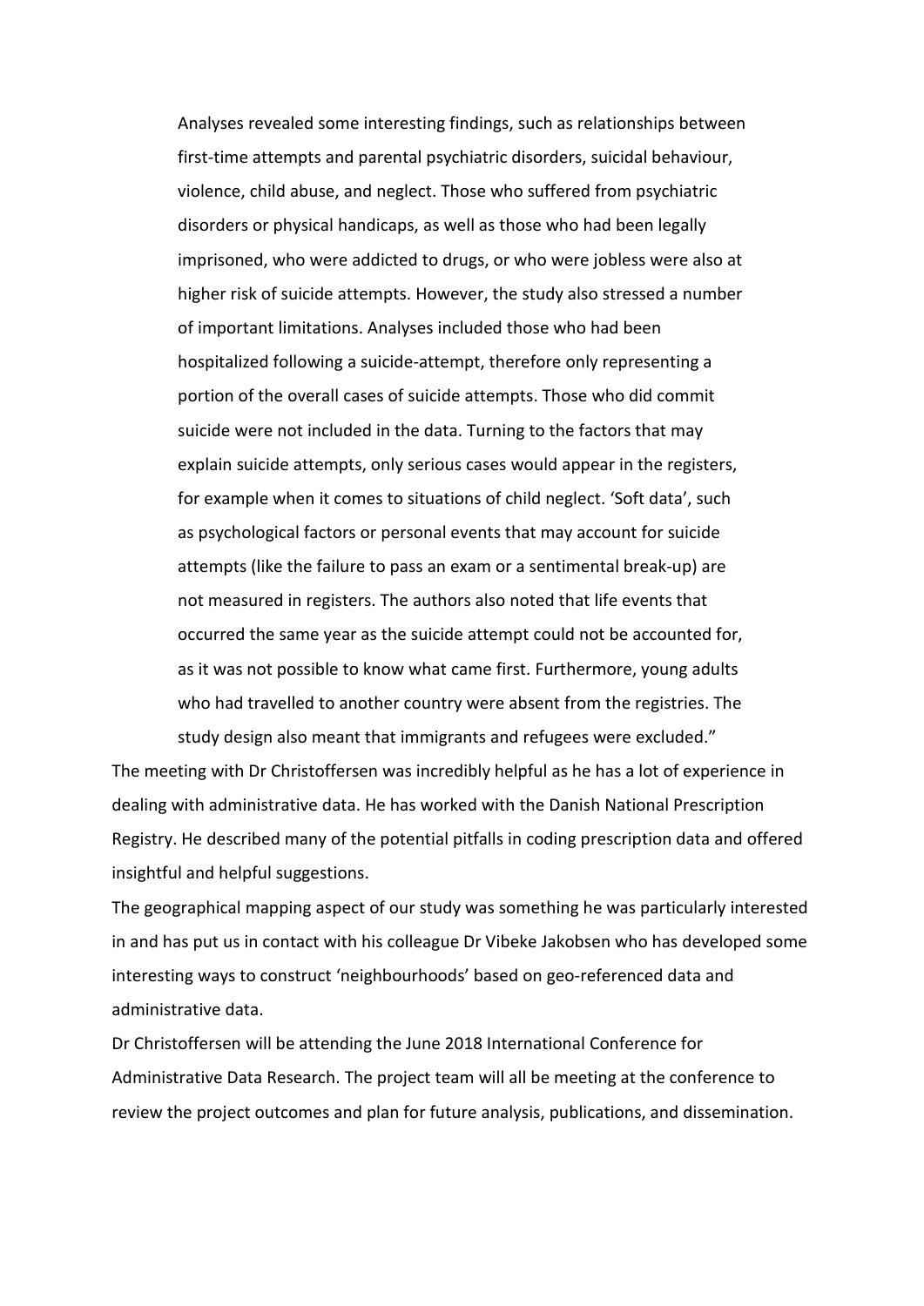> Analyses revealed some interesting findings, such as relationships between first-time attempts and parental psychiatric disorders, suicidal behaviour, violence, child abuse, and neglect. Those who suffered from psychiatric disorders or physical handicaps, as well as those who had been legally imprisoned, who were addicted to drugs, or who were jobless were also at higher risk of suicide attempts. However, the study also stressed a number of important limitations. Analyses included those who had been hospitalized following a suicide-attempt, therefore only representing a portion of the overall cases of suicide attempts. Those who did commit suicide were not included in the data. Turning to the factors that may explain suicide attempts, only serious cases would appear in the registers, for example when it comes to situations of child neglect. 'Soft data', such as psychological factors or personal events that may account for suicide attempts (like the failure to pass an exam or a sentimental break-up) are not measured in registers. The authors also noted that life events that occurred the same year as the suicide attempt could not be accounted for, as it was not possible to know what came first. Furthermore, young adults who had travelled to another country were absent from the registries. The study design also meant that immigrants and refugees were excluded."

The meeting with Dr Christoffersen was incredibly helpful as he has a lot of experience in dealing with administrative data. He has worked with the Danish National Prescription Registry. He described many of the potential pitfalls in coding prescription data and offered insightful and helpful suggestions.

The geographical mapping aspect of our study was something he was particularly interested in and has put us in contact with his colleague Dr Vibeke Jakobsen who has developed some interesting ways to construct 'neighbourhoods' based on geo-referenced data and administrative data.

Dr Christoffersen will be attending the June 2018 International Conference for Administrative Data Research. The project team will all be meeting at the conference to review the project outcomes and plan for future analysis, publications, and dissemination.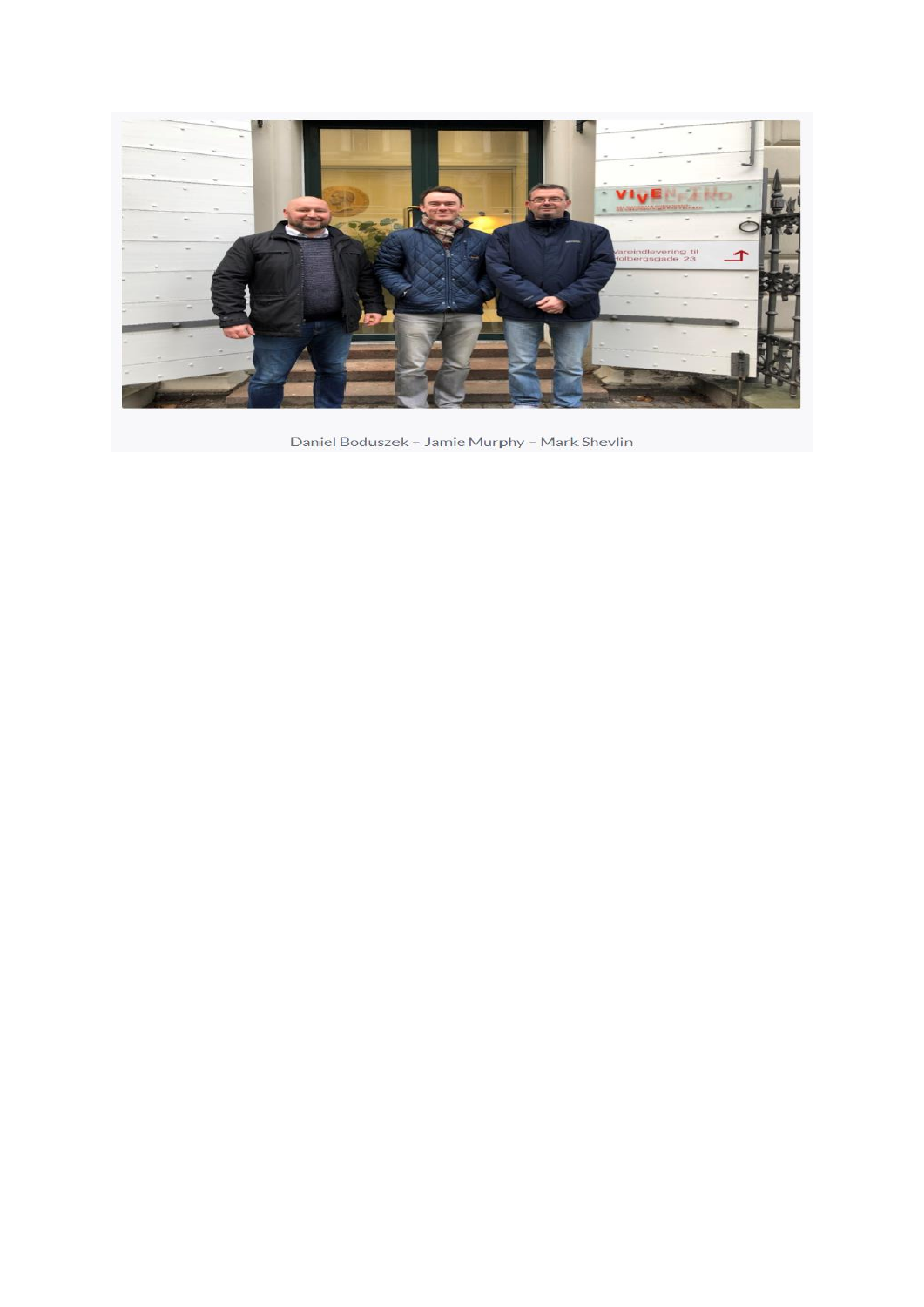Daniel Boduszek – Jamie Murphy – Mark Shevlin